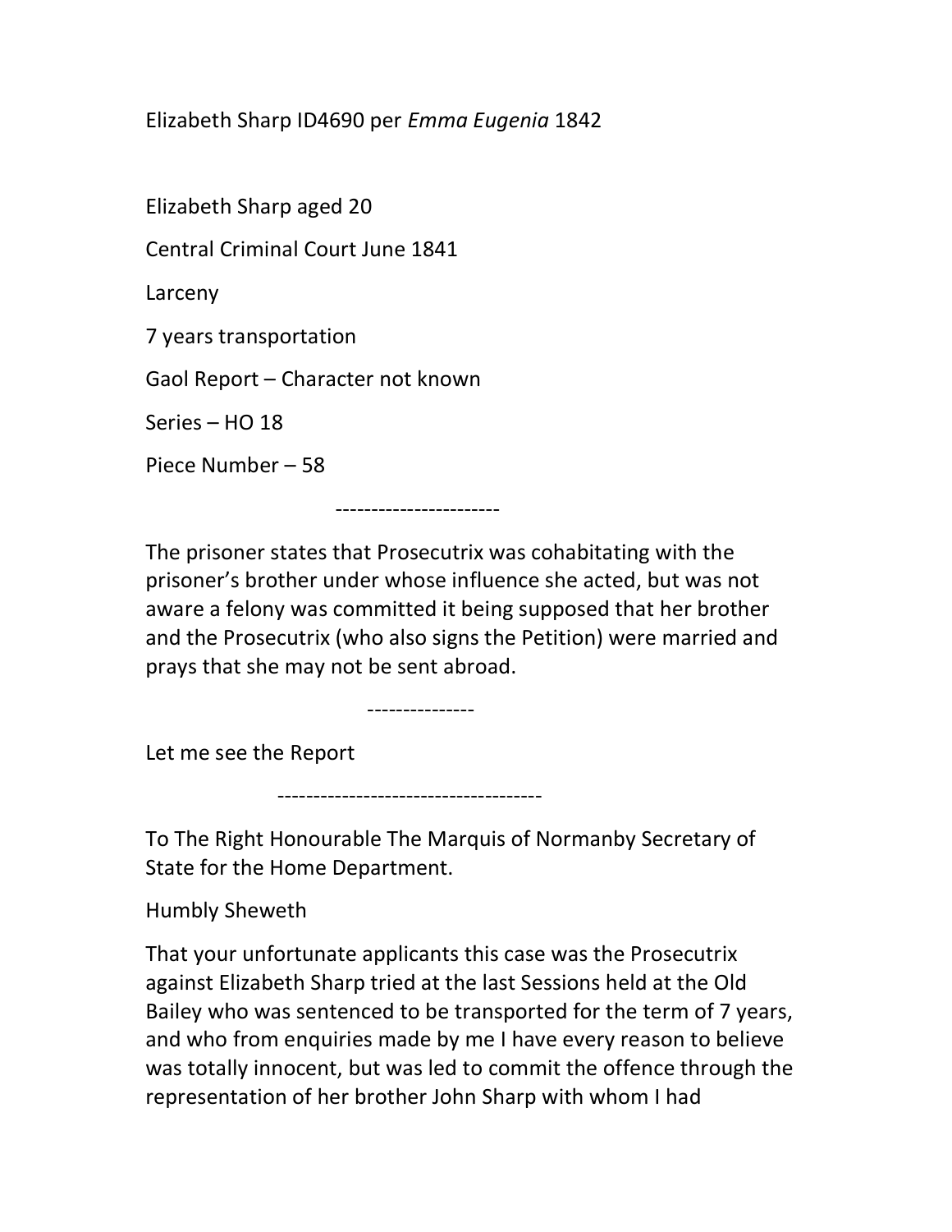Elizabeth Sharp ID4690 per *Emma Eugenia* 1842

Elizabeth Sharp aged 20

Central Criminal Court June 1841

Larceny

7 years transportation

Gaol Report – Character not known

Series – HO 18

Piece Number – 58

-----------------------

The prisoner states that Prosecutrix was cohabitating with the prisoner's brother under whose influence she acted, but was not aware a felony was committed it being supposed that her brother and the Prosecutrix (who also signs the Petition) were married and prays that she may not be sent abroad.

---------------

Let me see the Report

-------------------------------------

To The Right Honourable The Marquis of Normanby Secretary of State for the Home Department.

Humbly Sheweth

That your unfortunate applicants this case was the Prosecutrix against Elizabeth Sharp tried at the last Sessions held at the Old Bailey who was sentenced to be transported for the term of 7 years, and who from enquiries made by me I have every reason to believe was totally innocent, but was led to commit the offence through the representation of her brother John Sharp with whom I had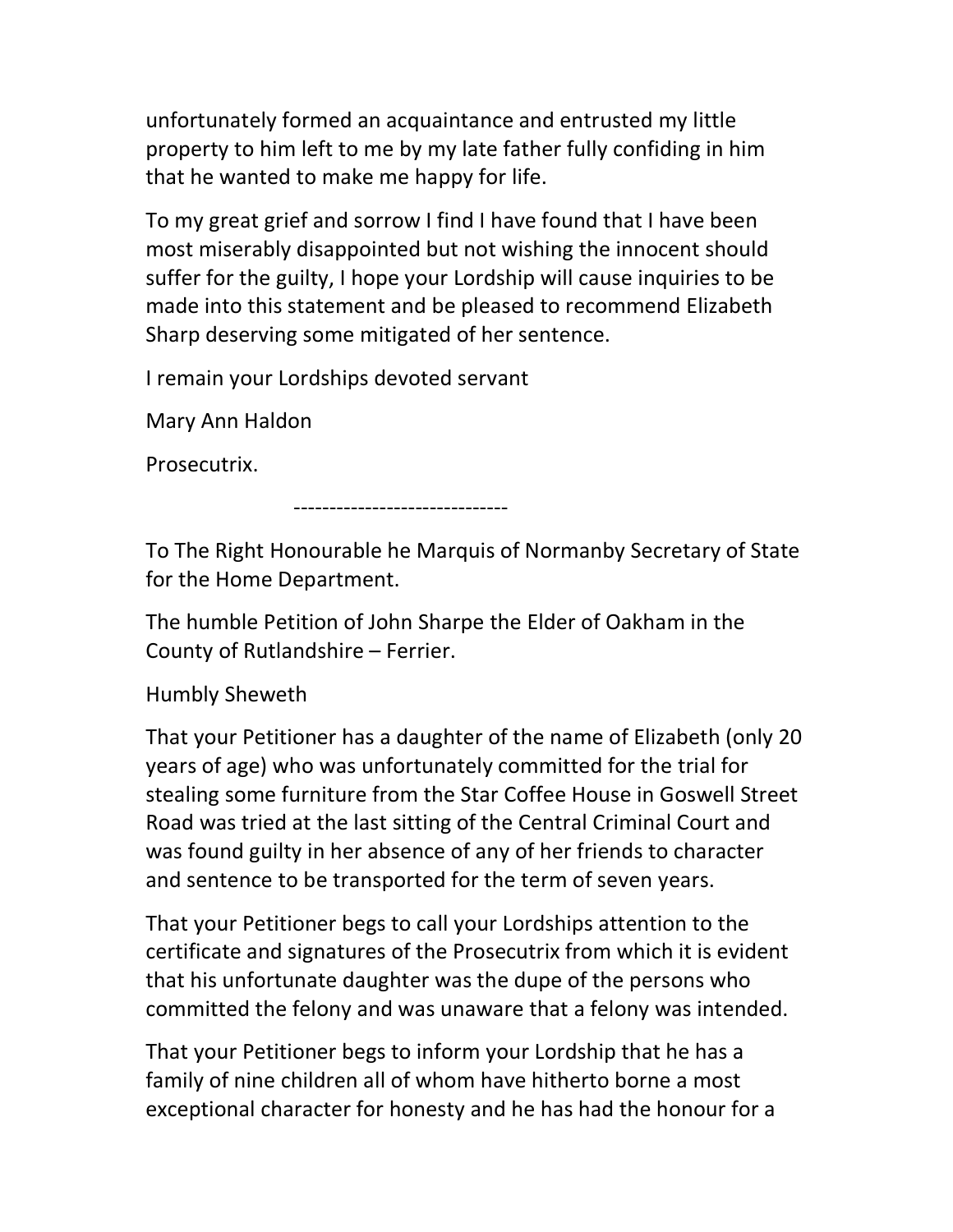unfortunately formed an acquaintance and entrusted my little property to him left to me by my late father fully confiding in him that he wanted to make me happy for life.

To my great grief and sorrow I find I have found that I have been most miserably disappointed but not wishing the innocent should suffer for the guilty, I hope your Lordship will cause inquiries to be made into this statement and be pleased to recommend Elizabeth Sharp deserving some mitigated of her sentence.

I remain your Lordships devoted servant

Mary Ann Haldon

Prosecutrix.

------------------------------

To The Right Honourable he Marquis of Normanby Secretary of State for the Home Department.

The humble Petition of John Sharpe the Elder of Oakham in the County of Rutlandshire – Ferrier.

Humbly Sheweth

That your Petitioner has a daughter of the name of Elizabeth (only 20 years of age) who was unfortunately committed for the trial for stealing some furniture from the Star Coffee House in Goswell Street Road was tried at the last sitting of the Central Criminal Court and was found guilty in her absence of any of her friends to character and sentence to be transported for the term of seven years.

That your Petitioner begs to call your Lordships attention to the certificate and signatures of the Prosecutrix from which it is evident that his unfortunate daughter was the dupe of the persons who committed the felony and was unaware that a felony was intended.

That your Petitioner begs to inform your Lordship that he has a family of nine children all of whom have hitherto borne a most exceptional character for honesty and he has had the honour for a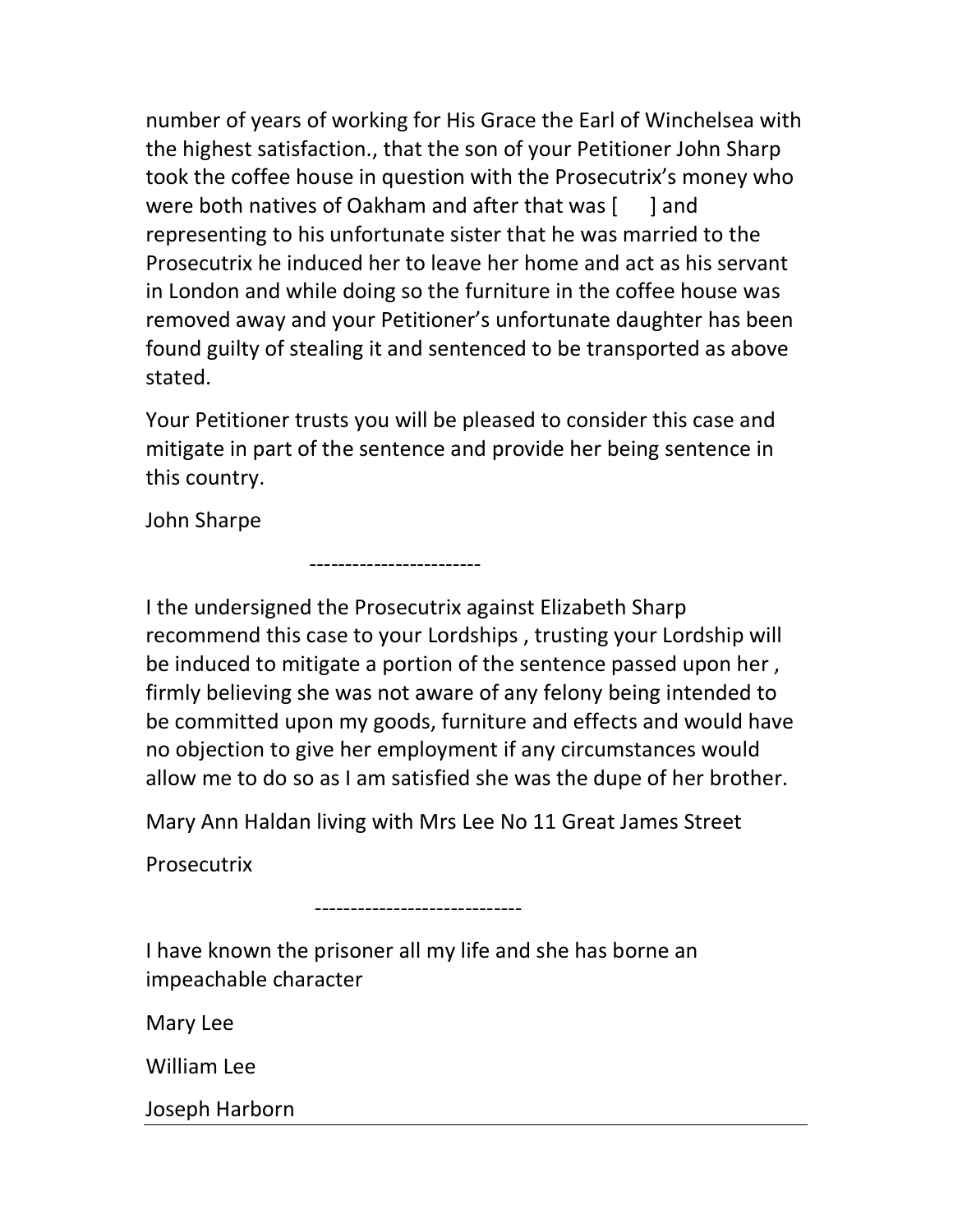number of years of working for His Grace the Earl of Winchelsea with the highest satisfaction., that the son of your Petitioner John Sharp took the coffee house in question with the Prosecutrix's money who were both natives of Oakham and after that was [      ] and representing to his unfortunate sister that he was married to the Prosecutrix he induced her to leave her home and act as his servant in London and while doing so the furniture in the coffee house was removed away and your Petitioner's unfortunate daughter has been found guilty of stealing it and sentenced to be transported as above stated.

Your Petitioner trusts you will be pleased to consider this case and mitigate in part of the sentence and provide her being sentence in this country.

John Sharpe

------------------------

I the undersigned the Prosecutrix against Elizabeth Sharp recommend this case to your Lordships , trusting your Lordship will be induced to mitigate a portion of the sentence passed upon her , firmly believing she was not aware of any felony being intended to be committed upon my goods, furniture and effects and would have no objection to give her employment if any circumstances would allow me to do so as I am satisfied she was the dupe of her brother.

Mary Ann Haldan living with Mrs Lee No 11 Great James Street

Prosecutrix

-----------------------------

I have known the prisoner all my life and she has borne an impeachable character

Mary Lee

William Lee

Joseph Harborn